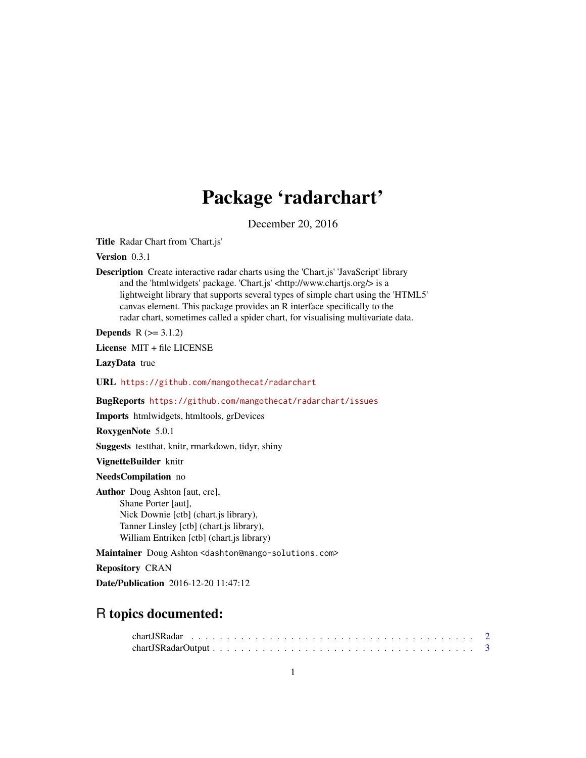# Package 'radarchart'

December 20, 2016

**Title** Radar Chart from 'Chart.js'

**Version** 0.3.1

**Description** Create interactive radar charts using the 'Chart.js' 'JavaScript' library and the 'htmlwidgets' package. 'Chart.js' <http://www.chartjs.org/> is a lightweight library that supports several types of simple chart using the 'HTML5' canvas element. This package provides an R interface specifically to the radar chart, sometimes called a spider chart, for visualising multivariate data.

**Depends** R (>= 3.1.2)

**License** MIT + file LICENSE

**LazyData** true

**URL** https://github.com/mangothecat/radarchart

**BugReports** https://github.com/mangothecat/radarchart/issues

**Imports** htmlwidgets, htmltools, grDevices

**RoxygenNote** 5.0.1

**Suggests** testthat, knitr, rmarkdown, tidyr, shiny

**VignetteBuilder** knitr

**NeedsCompilation** no

**Author** Doug Ashton [aut, cre],
Shane Porter [aut],
Nick Downie [ctb] (chart.js library),
Tanner Linsley [ctb] (chart.js library),
William Entriken [ctb] (chart.js library)

**Maintainer** Doug Ashton <dashton@mango-solutions.com>

**Repository** CRAN

**Date/Publication** 2016-12-20 11:47:12

## R topics documented:

chartJSRadar . . . . . . . . . . . . . . . . . . . . . . . . . . . . . . . . . . . . . . 2
chartJSRadarOutput . . . . . . . . . . . . . . . . . . . . . . . . . . . . . . . . . . . 3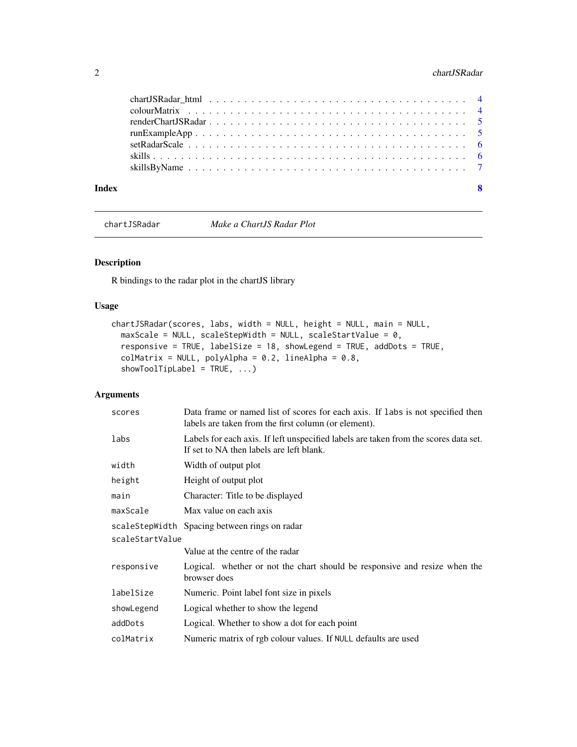chartJSRadar_html . . . . . . . . . . . . . . . . . . . . . . . . . . . . . . . . . . 4
colourMatrix . . . . . . . . . . . . . . . . . . . . . . . . . . . . . . . . . . . . . 4
renderChartJSRadar . . . . . . . . . . . . . . . . . . . . . . . . . . . . . . . . . . 5
runExampleApp . . . . . . . . . . . . . . . . . . . . . . . . . . . . . . . . . . . . 5
setRadarScale . . . . . . . . . . . . . . . . . . . . . . . . . . . . . . . . . . . . . 6
skills . . . . . . . . . . . . . . . . . . . . . . . . . . . . . . . . . . . . . . . . . 6
skillsByName . . . . . . . . . . . . . . . . . . . . . . . . . . . . . . . . . . . . . 7

**Index** **8**

---

## chartJSRadar — *Make a ChartJS Radar Plot*

### Description

R bindings to the radar plot in the chartJS library

### Usage

```
chartJSRadar(scores, labs, width = NULL, height = NULL, main = NULL,
  maxScale = NULL, scaleStepWidth = NULL, scaleStartValue = 0,
  responsive = TRUE, labelSize = 18, showLegend = TRUE, addDots = TRUE,
  colMatrix = NULL, polyAlpha = 0.2, lineAlpha = 0.8,
  showToolTipLabel = TRUE, ...)
```

### Arguments

| | |
|---|---|
| `scores` | Data frame or named list of scores for each axis. If `labs` is not specified then labels are taken from the first column (or element). |
| `labs` | Labels for each axis. If left unspecified labels are taken from the scores data set. If set to NA then labels are left blank. |
| `width` | Width of output plot |
| `height` | Height of output plot |
| `main` | Character: Title to be displayed |
| `maxScale` | Max value on each axis |
| `scaleStepWidth` | Spacing between rings on radar |
| `scaleStartValue` | Value at the centre of the radar |
| `responsive` | Logical. whether or not the chart should be responsive and resize when the browser does |
| `labelSize` | Numeric. Point label font size in pixels |
| `showLegend` | Logical whether to show the legend |
| `addDots` | Logical. Whether to show a dot for each point |
| `colMatrix` | Numeric matrix of rgb colour values. If `NULL` defaults are used |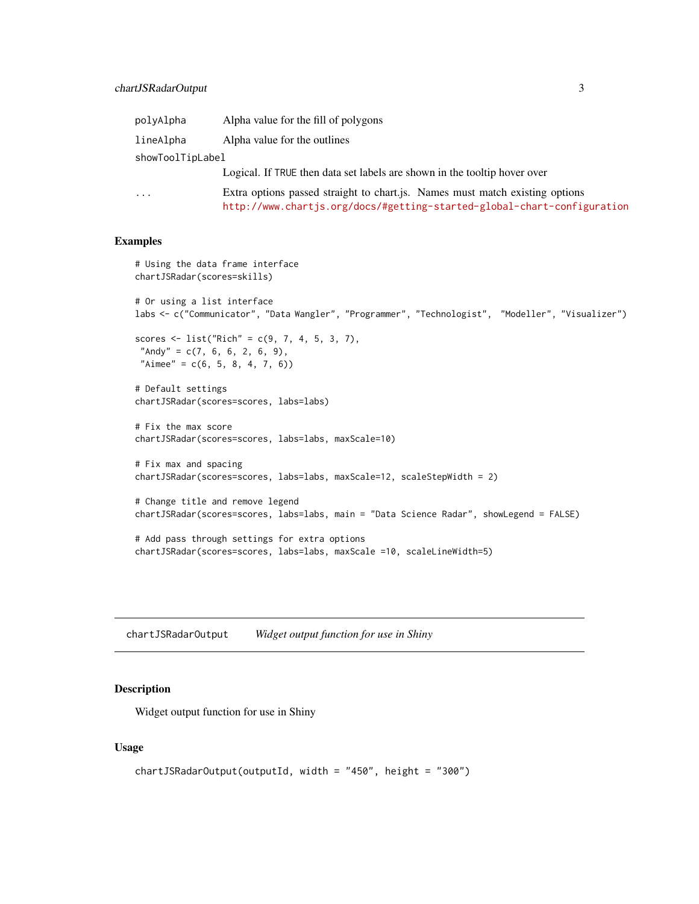| | |
|---|---|
| `polyAlpha` | Alpha value for the fill of polygons |
| `lineAlpha` | Alpha value for the outlines |
| `showToolTipLabel` | Logical. If `TRUE` then data set labels are shown in the tooltip hover over |
| `...` | Extra options passed straight to chart.js. Names must match existing options http://www.chartjs.org/docs/#getting-started-global-chart-configuration |

### Examples

```
# Using the data frame interface
chartJSRadar(scores=skills)

# Or using a list interface
labs <- c("Communicator", "Data Wangler", "Programmer", "Technologist",  "Modeller", "Visualizer")

scores <- list("Rich" = c(9, 7, 4, 5, 3, 7),
 "Andy" = c(7, 6, 6, 2, 6, 9),
 "Aimee" = c(6, 5, 8, 4, 7, 6))

# Default settings
chartJSRadar(scores=scores, labs=labs)

# Fix the max score
chartJSRadar(scores=scores, labs=labs, maxScale=10)

# Fix max and spacing
chartJSRadar(scores=scores, labs=labs, maxScale=12, scaleStepWidth = 2)

# Change title and remove legend
chartJSRadar(scores=scores, labs=labs, main = "Data Science Radar", showLegend = FALSE)

# Add pass through settings for extra options
chartJSRadar(scores=scores, labs=labs, maxScale =10, scaleLineWidth=5)
```

---

## `chartJSRadarOutput` *Widget output function for use in Shiny*

---

### Description

Widget output function for use in Shiny

### Usage

```
chartJSRadarOutput(outputId, width = "450", height = "300")
```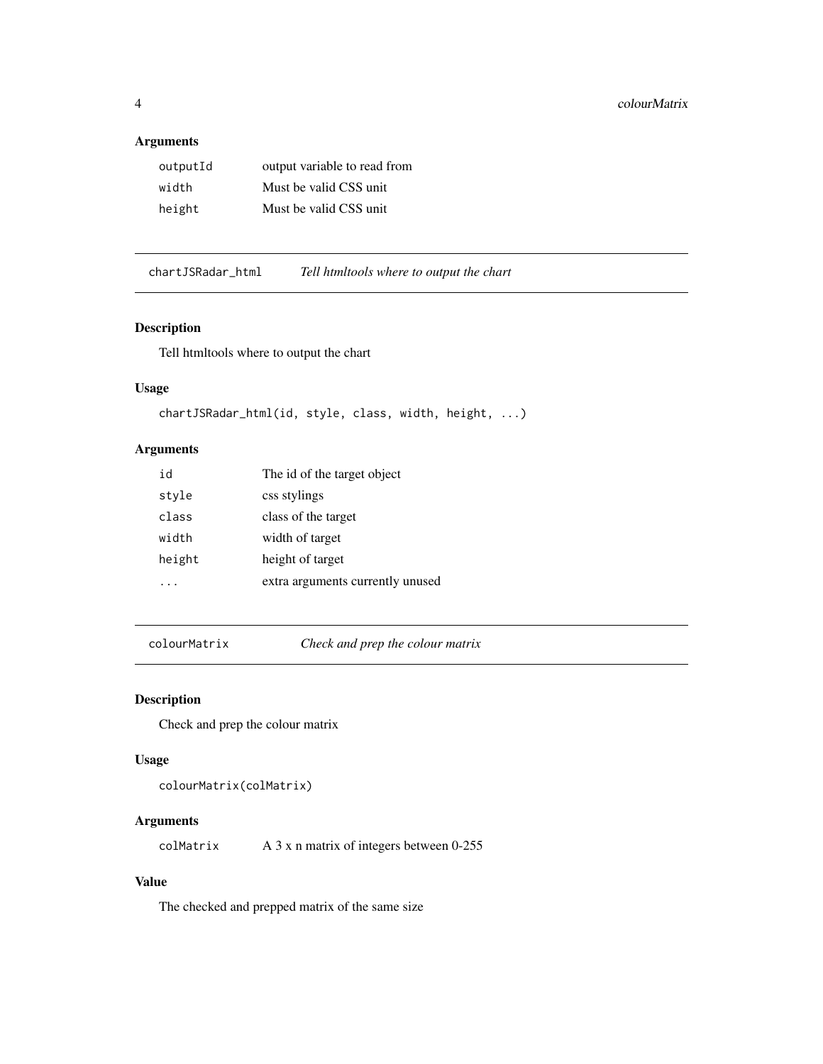### Arguments

| | |
|---|---|
| outputId | output variable to read from |
| width | Must be valid CSS unit |
| height | Must be valid CSS unit |

## chartJSRadar_html — *Tell htmltools where to output the chart*

### Description

Tell htmltools where to output the chart

### Usage

```
chartJSRadar_html(id, style, class, width, height, ...)
```

### Arguments

| | |
|---|---|
| id | The id of the target object |
| style | css stylings |
| class | class of the target |
| width | width of target |
| height | height of target |
| ... | extra arguments currently unused |

## colourMatrix — *Check and prep the colour matrix*

### Description

Check and prep the colour matrix

### Usage

```
colourMatrix(colMatrix)
```

### Arguments

| | |
|---|---|
| colMatrix | A 3 x n matrix of integers between 0-255 |

### Value

The checked and prepped matrix of the same size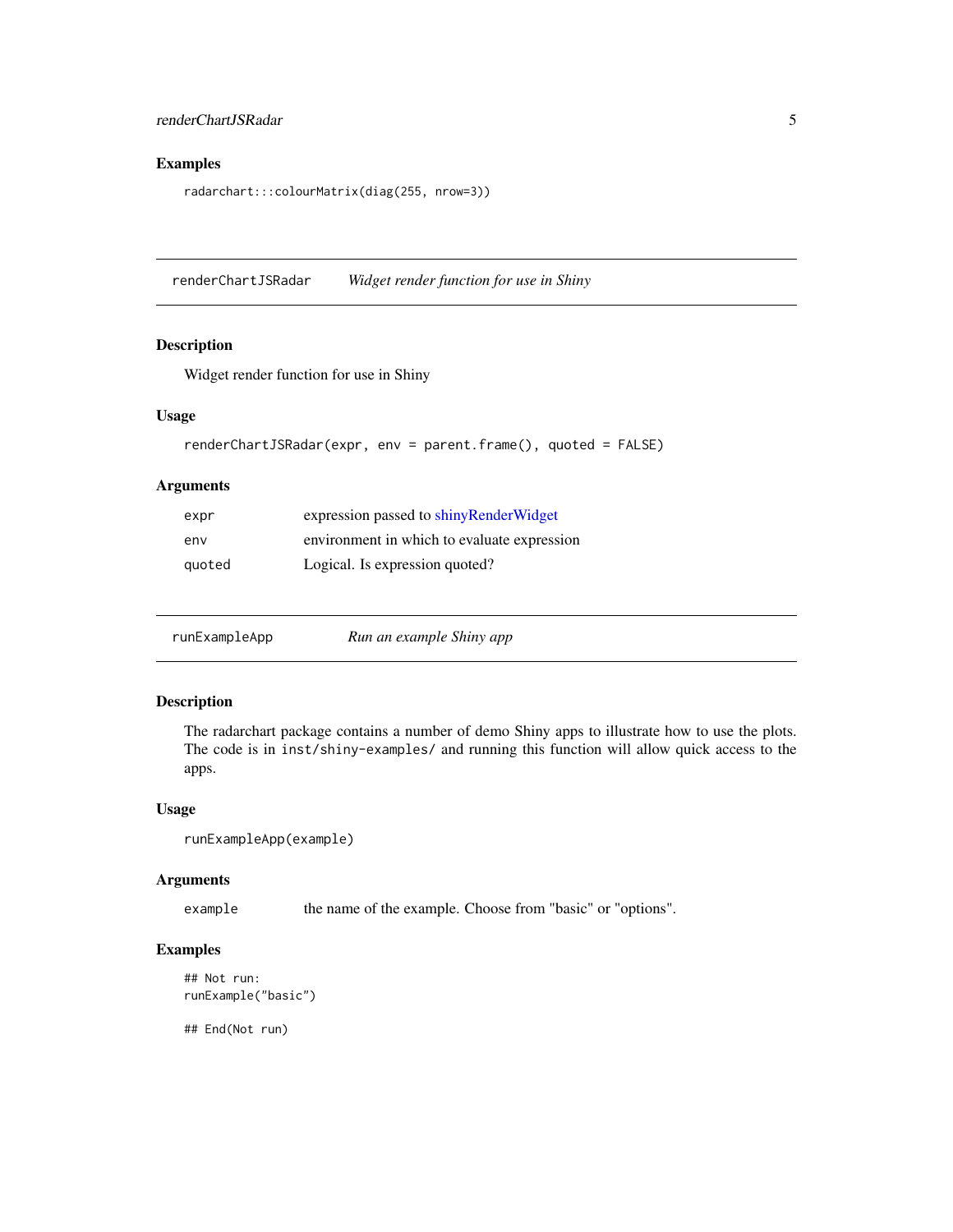### Examples

```
radarchart:::colourMatrix(diag(255, nrow=3))
```

---

## renderChartJSRadar — *Widget render function for use in Shiny*

### Description

Widget render function for use in Shiny

### Usage

```
renderChartJSRadar(expr, env = parent.frame(), quoted = FALSE)
```

### Arguments

| | |
|---|---|
| `expr` | expression passed to shinyRenderWidget |
| `env` | environment in which to evaluate expression |
| `quoted` | Logical. Is expression quoted? |

---

## runExampleApp — *Run an example Shiny app*

### Description

The radarchart package contains a number of demo Shiny apps to illustrate how to use the plots. The code is in `inst/shiny-examples/` and running this function will allow quick access to the apps.

### Usage

```
runExampleApp(example)
```

### Arguments

| | |
|---|---|
| `example` | the name of the example. Choose from "basic" or "options". |

### Examples

```
## Not run:
runExample("basic")

## End(Not run)
```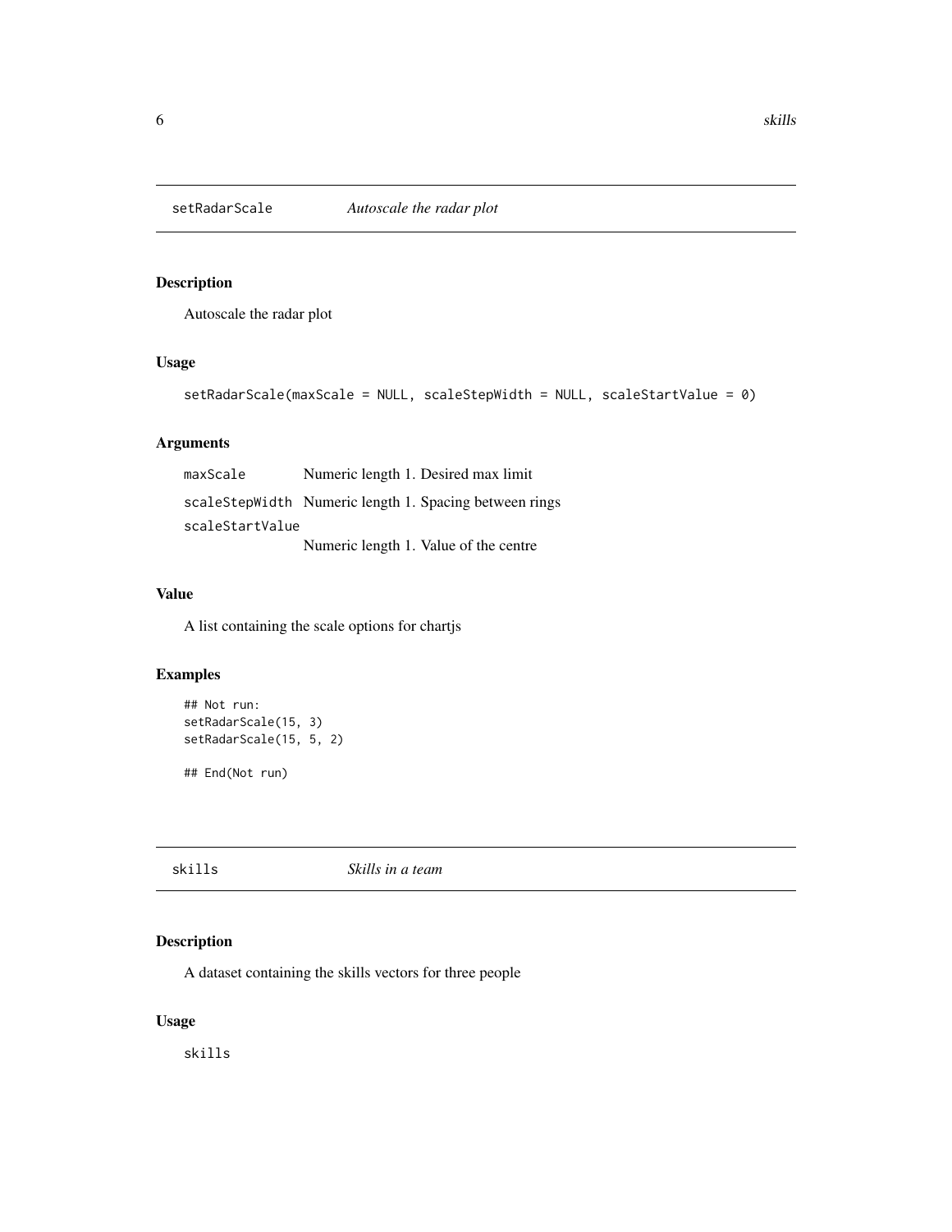## setRadarScale — *Autoscale the radar plot*

### Description

Autoscale the radar plot

### Usage

```
setRadarScale(maxScale = NULL, scaleStepWidth = NULL, scaleStartValue = 0)
```

### Arguments

| | |
|---|---|
| `maxScale` | Numeric length 1. Desired max limit |
| `scaleStepWidth` | Numeric length 1. Spacing between rings |
| `scaleStartValue` | Numeric length 1. Value of the centre |

### Value

A list containing the scale options for chartjs

### Examples

```
## Not run:
setRadarScale(15, 3)
setRadarScale(15, 5, 2)

## End(Not run)
```

## skills — *Skills in a team*

### Description

A dataset containing the skills vectors for three people

### Usage

```
skills
```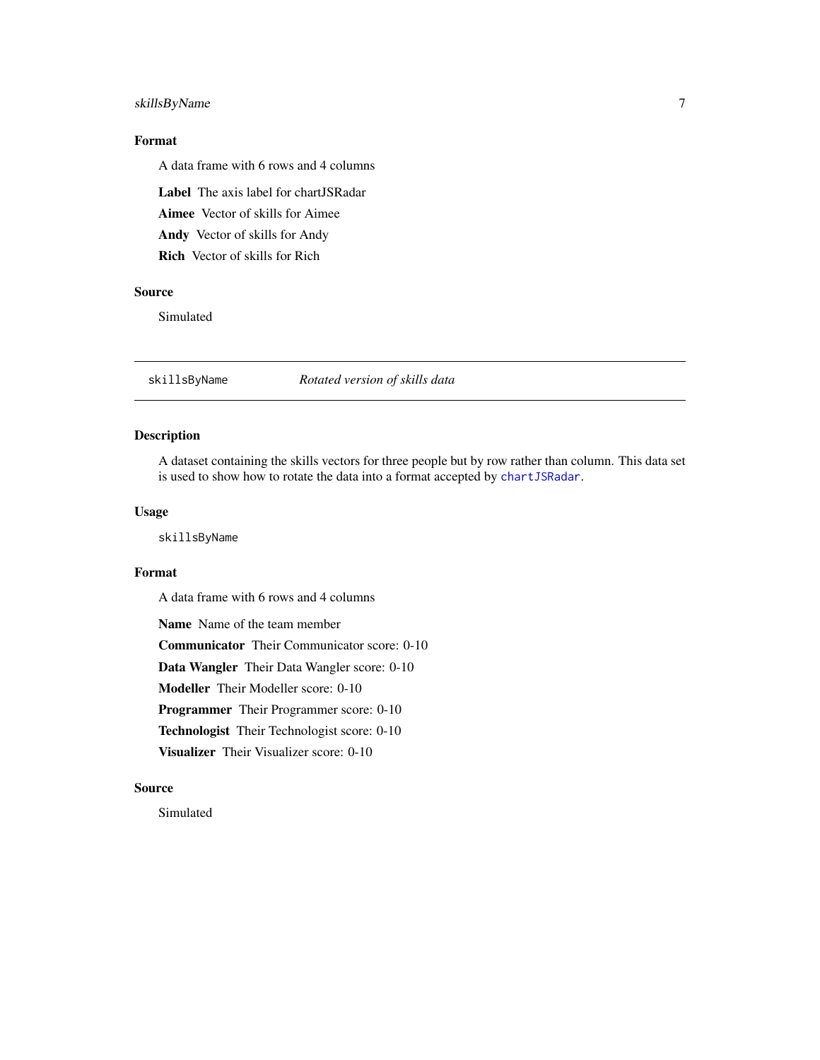### Format

A data frame with 6 rows and 4 columns

**Label** The axis label for chartJSRadar

**Aimee** Vector of skills for Aimee

**Andy** Vector of skills for Andy

**Rich** Vector of skills for Rich

### Source

Simulated

---

## skillsByName — *Rotated version of skills data*

---

### Description

A dataset containing the skills vectors for three people but by row rather than column. This data set is used to show how to rotate the data into a format accepted by `chartJSRadar`.

### Usage

```
skillsByName
```

### Format

A data frame with 6 rows and 4 columns

**Name** Name of the team member

**Communicator** Their Communicator score: 0-10

**Data Wangler** Their Data Wangler score: 0-10

**Modeller** Their Modeller score: 0-10

**Programmer** Their Programmer score: 0-10

**Technologist** Their Technologist score: 0-10

**Visualizer** Their Visualizer score: 0-10

### Source

Simulated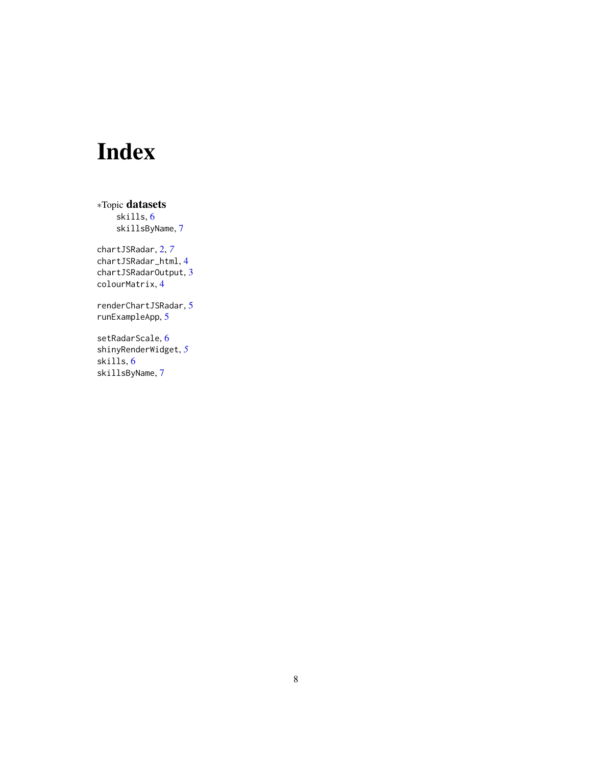# Index

*Topic **datasets**

    skills, 6
    skillsByName, 7

chartJSRadar, 2, *7*
chartJSRadar_html, 4
chartJSRadarOutput, 3
colourMatrix, 4

renderChartJSRadar, 5
runExampleApp, 5

setRadarScale, 6
shinyRenderWidget, *5*
skills, 6
skillsByName, 7